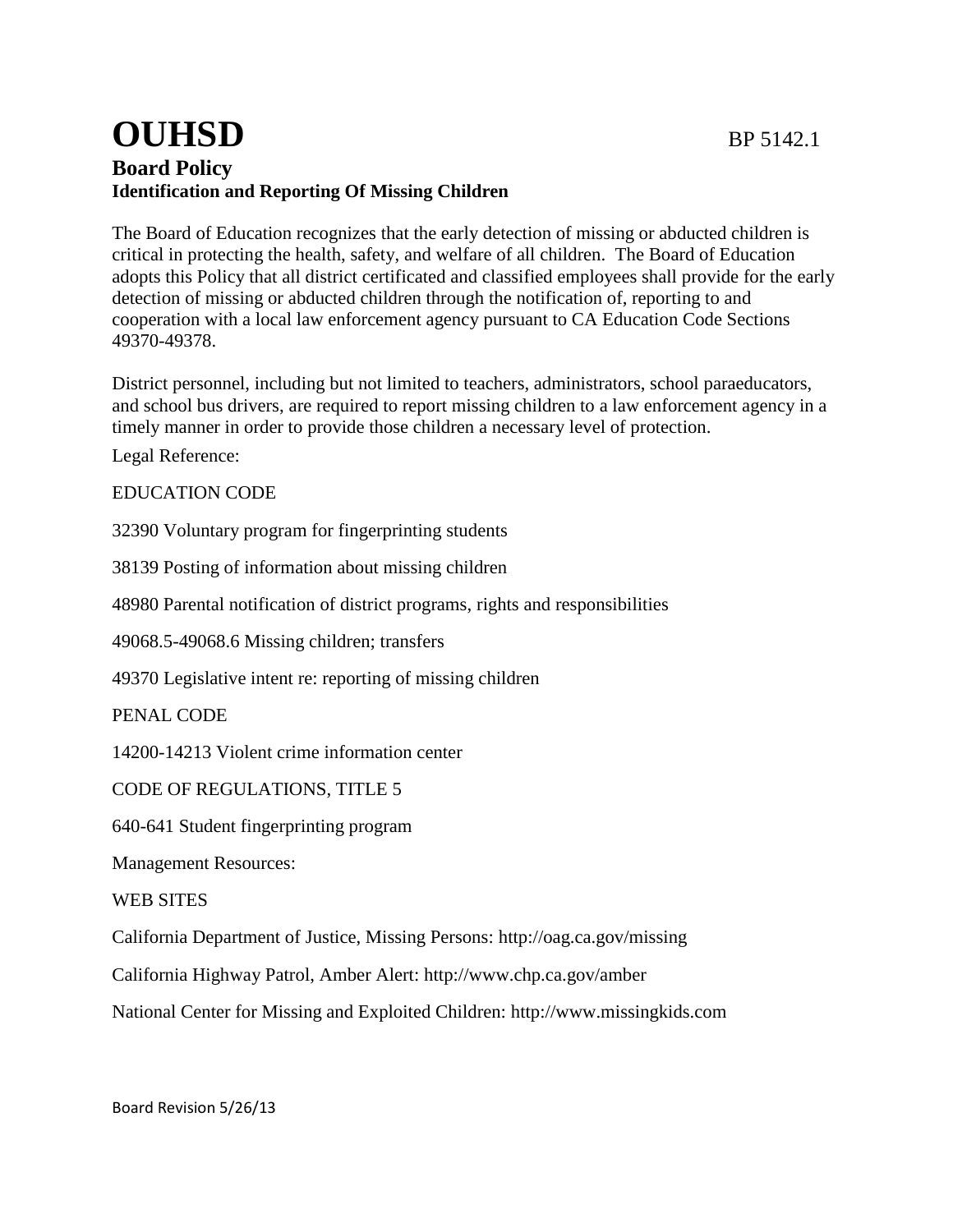# OUHSD

BP 5142.1

## Board Policy

### Identification and Reporting Of Missing Children

The Board of Education recognizes that the early detection of missing or abducted children is critical in protecting the health, safety, and welfare of all children. The Board of Education adopts this Policy that all district certificated and classified employees shall provide for the early detection of missing or abducted children through the notification of, reporting to and cooperation with a local law enforcement agency pursuant to CA Education Code Sections 49370-49378.

District personnel, including but not limited to teachers, administrators, school paraeducators, and school bus drivers, are required to report missing children to a law enforcement agency in a timely manner in order to provide those children a necessary level of protection.

Legal Reference:

EDUCATION CODE

32390 Voluntary program for fingerprinting students

38139 Posting of information about missing children

48980 Parental notification of district programs, rights and responsibilities

49068.5-49068.6 Missing children; transfers

49370 Legislative intent re: reporting of missing children

PENAL CODE

14200-14213 Violent crime information center

CODE OF REGULATIONS, TITLE 5

640-641 Student fingerprinting program

Management Resources:

WEB SITES

California Department of Justice, Missing Persons: http://oag.ca.gov/missing

California Highway Patrol, Amber Alert: http://www.chp.ca.gov/amber

National Center for Missing and Exploited Children: http://www.missingkids.com

Board Revision 5/26/13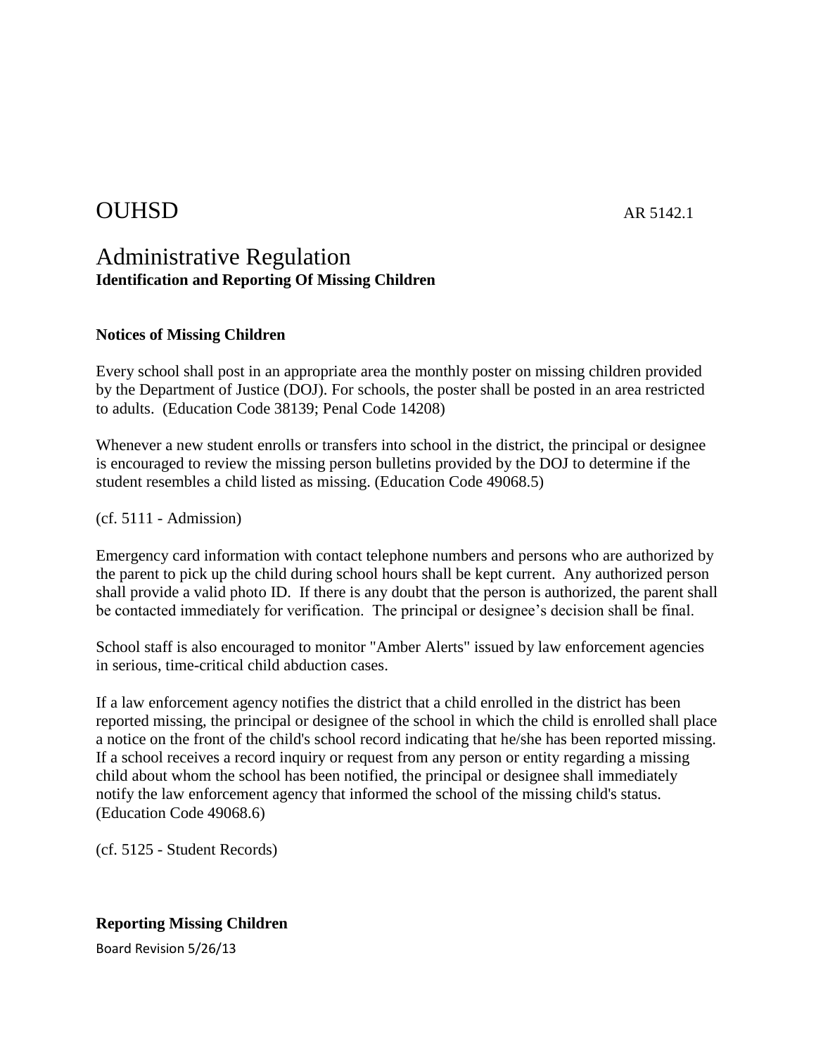OUHSD AR 5142.1

# Administrative Regulation

**Identification and Reporting Of Missing Children**

**Notices of Missing Children**

Every school shall post in an appropriate area the monthly poster on missing children provided by the Department of Justice (DOJ). For schools, the poster shall be posted in an area restricted to adults. (Education Code 38139; Penal Code 14208)

Whenever a new student enrolls or transfers into school in the district, the principal or designee is encouraged to review the missing person bulletins provided by the DOJ to determine if the student resembles a child listed as missing. (Education Code 49068.5)

(cf. 5111 - Admission)

Emergency card information with contact telephone numbers and persons who are authorized by the parent to pick up the child during school hours shall be kept current. Any authorized person shall provide a valid photo ID. If there is any doubt that the person is authorized, the parent shall be contacted immediately for verification. The principal or designee's decision shall be final.

School staff is also encouraged to monitor "Amber Alerts" issued by law enforcement agencies in serious, time-critical child abduction cases.

If a law enforcement agency notifies the district that a child enrolled in the district has been reported missing, the principal or designee of the school in which the child is enrolled shall place a notice on the front of the child's school record indicating that he/she has been reported missing. If a school receives a record inquiry or request from any person or entity regarding a missing child about whom the school has been notified, the principal or designee shall immediately notify the law enforcement agency that informed the school of the missing child's status. (Education Code 49068.6)

(cf. 5125 - Student Records)

**Reporting Missing Children**

Board Revision 5/26/13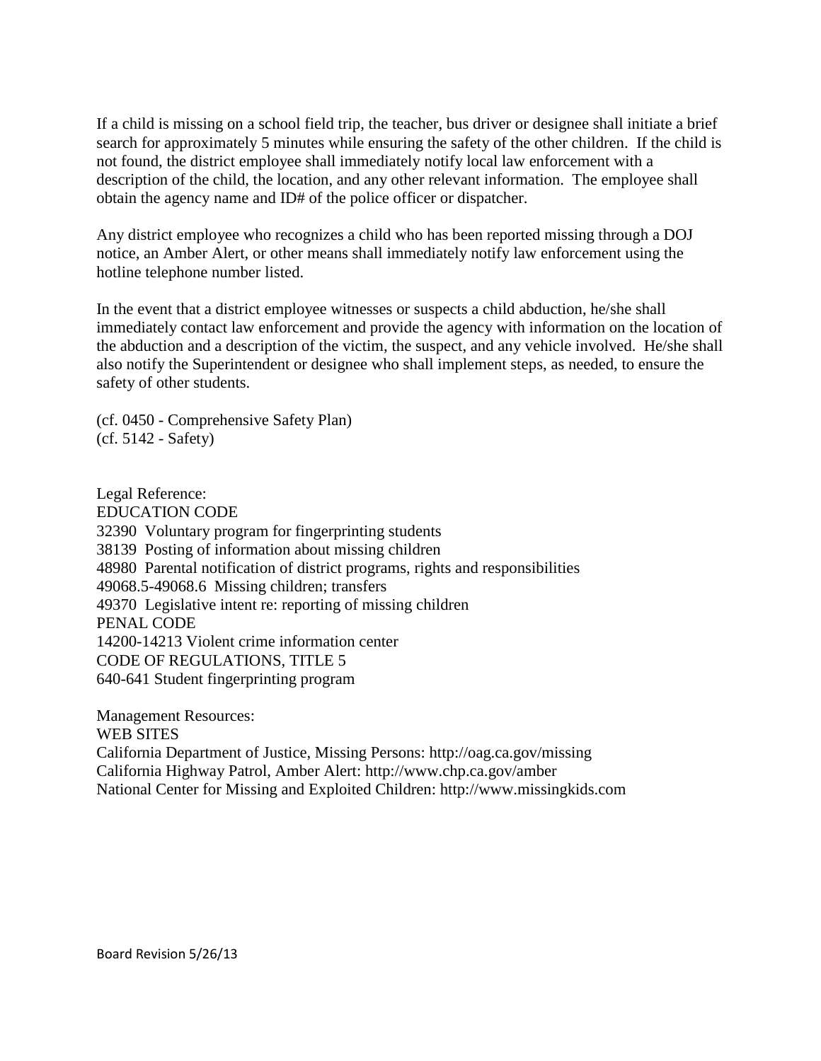If a child is missing on a school field trip, the teacher, bus driver or designee shall initiate a brief search for approximately 5 minutes while ensuring the safety of the other children. If the child is not found, the district employee shall immediately notify local law enforcement with a description of the child, the location, and any other relevant information. The employee shall obtain the agency name and ID# of the police officer or dispatcher.

Any district employee who recognizes a child who has been reported missing through a DOJ notice, an Amber Alert, or other means shall immediately notify law enforcement using the hotline telephone number listed.

In the event that a district employee witnesses or suspects a child abduction, he/she shall immediately contact law enforcement and provide the agency with information on the location of the abduction and a description of the victim, the suspect, and any vehicle involved. He/she shall also notify the Superintendent or designee who shall implement steps, as needed, to ensure the safety of other students.

(cf. 0450 - Comprehensive Safety Plan)
(cf. 5142 - Safety)

Legal Reference:
EDUCATION CODE
32390 Voluntary program for fingerprinting students
38139 Posting of information about missing children
48980 Parental notification of district programs, rights and responsibilities
49068.5-49068.6 Missing children; transfers
49370 Legislative intent re: reporting of missing children
PENAL CODE
14200-14213 Violent crime information center
CODE OF REGULATIONS, TITLE 5
640-641 Student fingerprinting program

Management Resources:
WEB SITES
California Department of Justice, Missing Persons: http://oag.ca.gov/missing
California Highway Patrol, Amber Alert: http://www.chp.ca.gov/amber
National Center for Missing and Exploited Children: http://www.missingkids.com

Board Revision 5/26/13